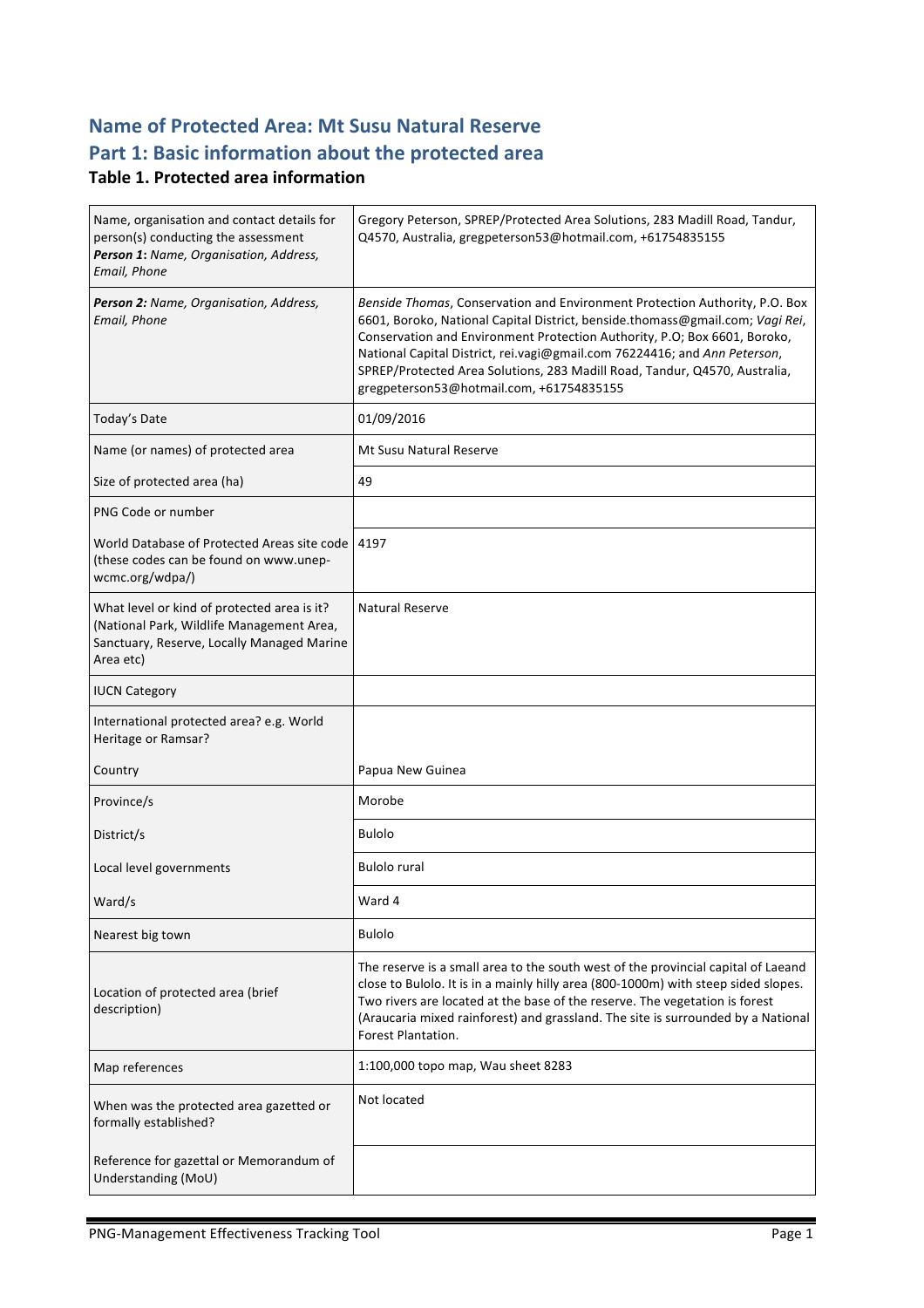# Name of Protected Area: Mt Susu Natural Reserve

# Part 1: Basic information about the protected area

## Table 1. Protected area information

| | |
|---|---|
| Name, organisation and contact details for person(s) conducting the assessment **_Person 1:_** _Name, Organisation, Address, Email, Phone_ | Gregory Peterson, SPREP/Protected Area Solutions, 283 Madill Road, Tandur, Q4570, Australia, gregpeterson53@hotmail.com, +61754835155 |
| **_Person 2:_** _Name, Organisation, Address, Email, Phone_ | _Benside Thomas_, Conservation and Environment Protection Authority, P.O. Box 6601, Boroko, National Capital District, benside.thomass@gmail.com; _Vagi Rei_, Conservation and Environment Protection Authority, P.O; Box 6601, Boroko, National Capital District, rei.vagi@gmail.com 76224416; and _Ann Peterson_, SPREP/Protected Area Solutions, 283 Madill Road, Tandur, Q4570, Australia, gregpeterson53@hotmail.com, +61754835155 |
| Today's Date | 01/09/2016 |
| Name (or names) of protected area | Mt Susu Natural Reserve |
| Size of protected area (ha) | 49 |
| PNG Code or number | |
| World Database of Protected Areas site code (these codes can be found on www.unep-wcmc.org/wdpa/) | 4197 |
| What level or kind of protected area is it? (National Park, Wildlife Management Area, Sanctuary, Reserve, Locally Managed Marine Area etc) | Natural Reserve |
| IUCN Category | |
| International protected area? e.g. World Heritage or Ramsar? | |
| Country | Papua New Guinea |
| Province/s | Morobe |
| District/s | Bulolo |
| Local level governments | Bulolo rural |
| Ward/s | Ward 4 |
| Nearest big town | Bulolo |
| Location of protected area (brief description) | The reserve is a small area to the south west of the provincial capital of Laeand close to Bulolo. It is in a mainly hilly area (800-1000m) with steep sided slopes. Two rivers are located at the base of the reserve. The vegetation is forest (Araucaria mixed rainforest) and grassland. The site is surrounded by a National Forest Plantation. |
| Map references | 1:100,000 topo map, Wau sheet 8283 |
| When was the protected area gazetted or formally established? | Not located |
| Reference for gazettal or Memorandum of Understanding (MoU) | |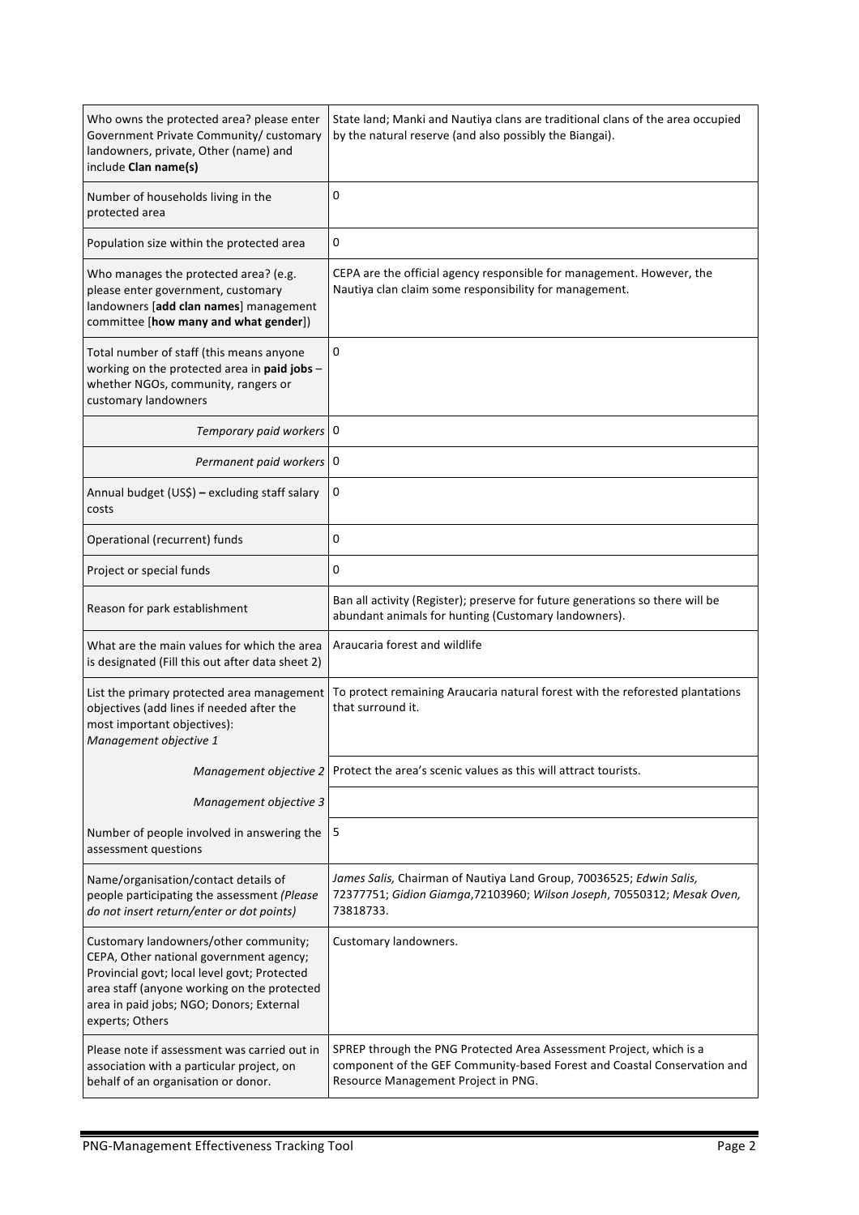| | |
|---|---|
| Who owns the protected area? please enter Government Private Community/ customary landowners, private, Other (name) and include **Clan name(s)** | State land; Manki and Nautiya clans are traditional clans of the area occupied by the natural reserve (and also possibly the Biangai). |
| Number of households living in the protected area | 0 |
| Population size within the protected area | 0 |
| Who manages the protected area? (e.g. please enter government, customary landowners [**add clan names**] management committee [**how many and what gender**]) | CEPA are the official agency responsible for management. However, the Nautiya clan claim some responsibility for management. |
| Total number of staff (this means anyone working on the protected area in **paid jobs** – whether NGOs, community, rangers or customary landowners | 0 |
| *Temporary paid workers* | 0 |
| *Permanent paid workers* | 0 |
| Annual budget (US$) **–** excluding staff salary costs | 0 |
| Operational (recurrent) funds | 0 |
| Project or special funds | 0 |
| Reason for park establishment | Ban all activity (Register); preserve for future generations so there will be abundant animals for hunting (Customary landowners). |
| What are the main values for which the area is designated (Fill this out after data sheet 2) | Araucaria forest and wildlife |
| List the primary protected area management objectives (add lines if needed after the most important objectives): *Management objective 1* | To protect remaining Araucaria natural forest with the reforested plantations that surround it. |
| *Management objective 2* | Protect the area's scenic values as this will attract tourists. |
| *Management objective 3* | |
| Number of people involved in answering the assessment questions | 5 |
| Name/organisation/contact details of people participating the assessment *(Please do not insert return/enter or dot points)* | *James Salis,* Chairman of Nautiya Land Group, 70036525; *Edwin Salis,* 72377751; *Gidion Giamga*,72103960; *Wilson Joseph*, 70550312; *Mesak Oven,* 73818733. |
| Customary landowners/other community; CEPA, Other national government agency; Provincial govt; local level govt; Protected area staff (anyone working on the protected area in paid jobs; NGO; Donors; External experts; Others | Customary landowners. |
| Please note if assessment was carried out in association with a particular project, on behalf of an organisation or donor. | SPREP through the PNG Protected Area Assessment Project, which is a component of the GEF Community-based Forest and Coastal Conservation and Resource Management Project in PNG. |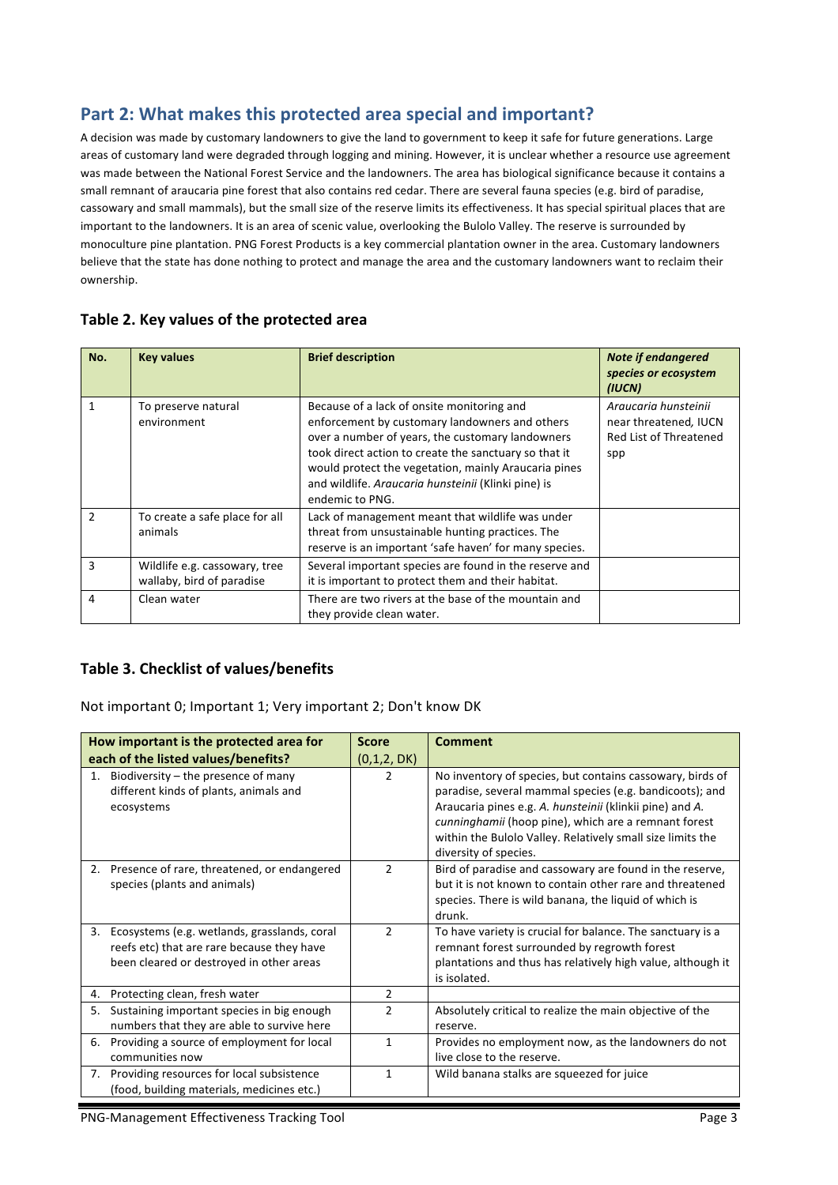## Part 2: What makes this protected area special and important?

A decision was made by customary landowners to give the land to government to keep it safe for future generations. Large areas of customary land were degraded through logging and mining. However, it is unclear whether a resource use agreement was made between the National Forest Service and the landowners. The area has biological significance because it contains a small remnant of araucaria pine forest that also contains red cedar. There are several fauna species (e.g. bird of paradise, cassowary and small mammals), but the small size of the reserve limits its effectiveness. It has special spiritual places that are important to the landowners. It is an area of scenic value, overlooking the Bulolo Valley. The reserve is surrounded by monoculture pine plantation. PNG Forest Products is a key commercial plantation owner in the area. Customary landowners believe that the state has done nothing to protect and manage the area and the customary landowners want to reclaim their ownership.

### Table 2. Key values of the protected area

| No. | Key values | Brief description | *Note if endangered species or ecosystem (IUCN)* |
|---|---|---|---|
| 1 | To preserve natural environment | Because of a lack of onsite monitoring and enforcement by customary landowners and others over a number of years, the customary landowners took direct action to create the sanctuary so that it would protect the vegetation, mainly Araucaria pines and wildlife. *Araucaria hunsteinii* (Klinki pine) is endemic to PNG. | *Araucaria hunsteinii* near threatened, IUCN Red List of Threatened spp |
| 2 | To create a safe place for all animals | Lack of management meant that wildlife was under threat from unsustainable hunting practices. The reserve is an important 'safe haven' for many species. | |
| 3 | Wildlife e.g. cassowary, tree wallaby, bird of paradise | Several important species are found in the reserve and it is important to protect them and their habitat. | |
| 4 | Clean water | There are two rivers at the base of the mountain and they provide clean water. | |

### Table 3. Checklist of values/benefits

Not important 0; Important 1; Very important 2; Don't know DK

| How important is the protected area for each of the listed values/benefits? | Score (0,1,2, DK) | Comment |
|---|---|---|
| 1. Biodiversity – the presence of many different kinds of plants, animals and ecosystems | 2 | No inventory of species, but contains cassowary, birds of paradise, several mammal species (e.g. bandicoots); and Araucaria pines e.g. *A. hunsteinii* (klinkii pine) and *A. cunninghamii* (hoop pine), which are a remnant forest within the Bulolo Valley. Relatively small size limits the diversity of species. |
| 2. Presence of rare, threatened, or endangered species (plants and animals) | 2 | Bird of paradise and cassowary are found in the reserve, but it is not known to contain other rare and threatened species. There is wild banana, the liquid of which is drunk. |
| 3. Ecosystems (e.g. wetlands, grasslands, coral reefs etc) that are rare because they have been cleared or destroyed in other areas | 2 | To have variety is crucial for balance. The sanctuary is a remnant forest surrounded by regrowth forest plantations and thus has relatively high value, although it is isolated. |
| 4. Protecting clean, fresh water | 2 | |
| 5. Sustaining important species in big enough numbers that they are able to survive here | 2 | Absolutely critical to realize the main objective of the reserve. |
| 6. Providing a source of employment for local communities now | 1 | Provides no employment now, as the landowners do not live close to the reserve. |
| 7. Providing resources for local subsistence (food, building materials, medicines etc.) | 1 | Wild banana stalks are squeezed for juice |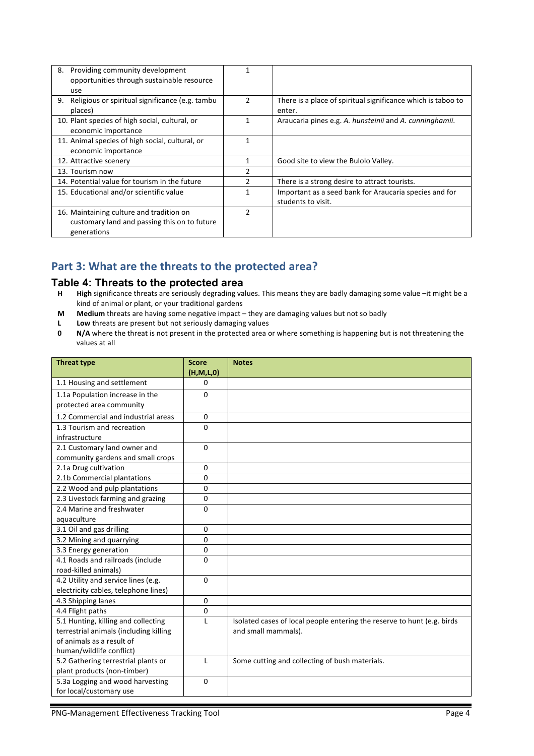| | | |
|---|---|---|
| 8. Providing community development opportunities through sustainable resource use | 1 | |
| 9. Religious or spiritual significance (e.g. tambu places) | 2 | There is a place of spiritual significance which is taboo to enter. |
| 10. Plant species of high social, cultural, or economic importance | 1 | Araucaria pines e.g. *A. hunsteinii* and *A. cunninghamii*. |
| 11. Animal species of high social, cultural, or economic importance | 1 | |
| 12. Attractive scenery | 1 | Good site to view the Bulolo Valley. |
| 13. Tourism now | 2 | |
| 14. Potential value for tourism in the future | 2 | There is a strong desire to attract tourists. |
| 15. Educational and/or scientific value | 1 | Important as a seed bank for Araucaria species and for students to visit. |
| 16. Maintaining culture and tradition on customary land and passing this on to future generations | 2 | |

## Part 3: What are the threats to the protected area?

### Table 4: Threats to the protected area

- **H** **High** significance threats are seriously degrading values. This means they are badly damaging some value –it might be a kind of animal or plant, or your traditional gardens
- **M** **Medium** threats are having some negative impact – they are damaging values but not so badly
- **L** **Low** threats are present but not seriously damaging values
- **0** **N/A** where the threat is not present in the protected area or where something is happening but is not threatening the values at all

| Threat type | Score (H,M,L,0) | Notes |
|---|---|---|
| 1.1 Housing and settlement | 0 | |
| 1.1a Population increase in the protected area community | 0 | |
| 1.2 Commercial and industrial areas | 0 | |
| 1.3 Tourism and recreation infrastructure | 0 | |
| 2.1 Customary land owner and community gardens and small crops | 0 | |
| 2.1a Drug cultivation | 0 | |
| 2.1b Commercial plantations | 0 | |
| 2.2 Wood and pulp plantations | 0 | |
| 2.3 Livestock farming and grazing | 0 | |
| 2.4 Marine and freshwater aquaculture | 0 | |
| 3.1 Oil and gas drilling | 0 | |
| 3.2 Mining and quarrying | 0 | |
| 3.3 Energy generation | 0 | |
| 4.1 Roads and railroads (include road-killed animals) | 0 | |
| 4.2 Utility and service lines (e.g. electricity cables, telephone lines) | 0 | |
| 4.3 Shipping lanes | 0 | |
| 4.4 Flight paths | 0 | |
| 5.1 Hunting, killing and collecting terrestrial animals (including killing of animals as a result of human/wildlife conflict) | L | Isolated cases of local people entering the reserve to hunt (e.g. birds and small mammals). |
| 5.2 Gathering terrestrial plants or plant products (non-timber) | L | Some cutting and collecting of bush materials. |
| 5.3a Logging and wood harvesting for local/customary use | 0 | |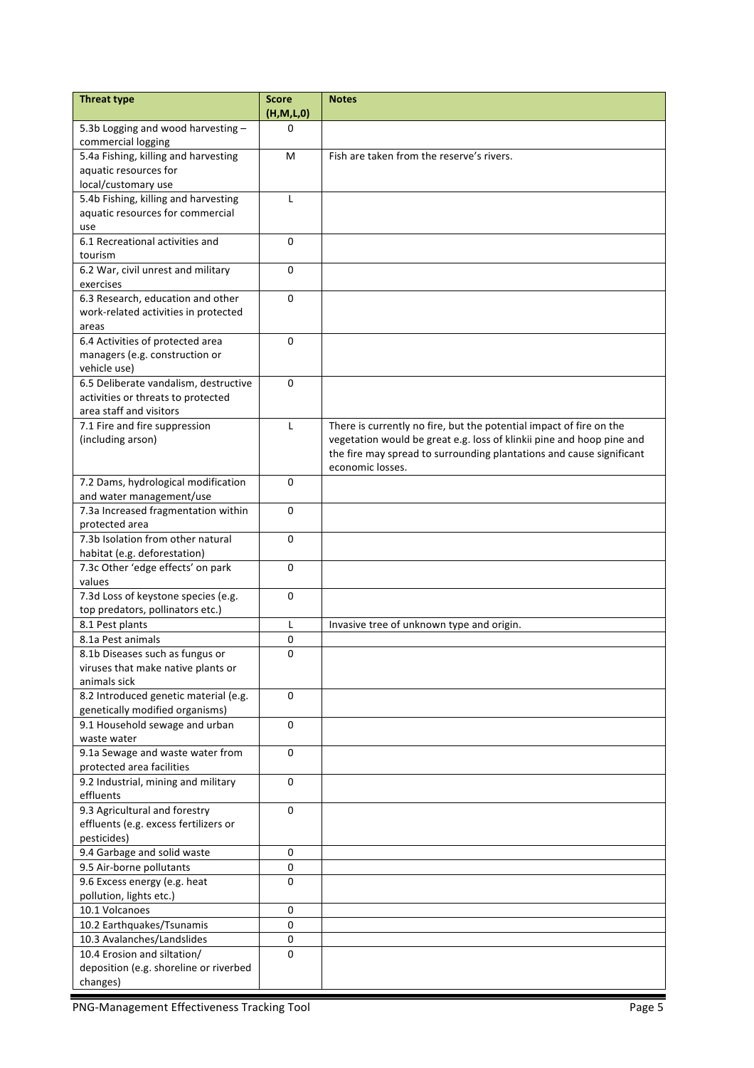| Threat type | Score (H,M,L,0) | Notes |
|---|---|---|
| 5.3b Logging and wood harvesting – commercial logging | 0 | |
| 5.4a Fishing, killing and harvesting aquatic resources for local/customary use | M | Fish are taken from the reserve's rivers. |
| 5.4b Fishing, killing and harvesting aquatic resources for commercial use | L | |
| 6.1 Recreational activities and tourism | 0 | |
| 6.2 War, civil unrest and military exercises | 0 | |
| 6.3 Research, education and other work-related activities in protected areas | 0 | |
| 6.4 Activities of protected area managers (e.g. construction or vehicle use) | 0 | |
| 6.5 Deliberate vandalism, destructive activities or threats to protected area staff and visitors | 0 | |
| 7.1 Fire and fire suppression (including arson) | L | There is currently no fire, but the potential impact of fire on the vegetation would be great e.g. loss of klinkii pine and hoop pine and the fire may spread to surrounding plantations and cause significant economic losses. |
| 7.2 Dams, hydrological modification and water management/use | 0 | |
| 7.3a Increased fragmentation within protected area | 0 | |
| 7.3b Isolation from other natural habitat (e.g. deforestation) | 0 | |
| 7.3c Other 'edge effects' on park values | 0 | |
| 7.3d Loss of keystone species (e.g. top predators, pollinators etc.) | 0 | |
| 8.1 Pest plants | L | Invasive tree of unknown type and origin. |
| 8.1a Pest animals | 0 | |
| 8.1b Diseases such as fungus or viruses that make native plants or animals sick | 0 | |
| 8.2 Introduced genetic material (e.g. genetically modified organisms) | 0 | |
| 9.1 Household sewage and urban waste water | 0 | |
| 9.1a Sewage and waste water from protected area facilities | 0 | |
| 9.2 Industrial, mining and military effluents | 0 | |
| 9.3 Agricultural and forestry effluents (e.g. excess fertilizers or pesticides) | 0 | |
| 9.4 Garbage and solid waste | 0 | |
| 9.5 Air-borne pollutants | 0 | |
| 9.6 Excess energy (e.g. heat pollution, lights etc.) | 0 | |
| 10.1 Volcanoes | 0 | |
| 10.2 Earthquakes/Tsunamis | 0 | |
| 10.3 Avalanches/Landslides | 0 | |
| 10.4 Erosion and siltation/ deposition (e.g. shoreline or riverbed changes) | 0 | |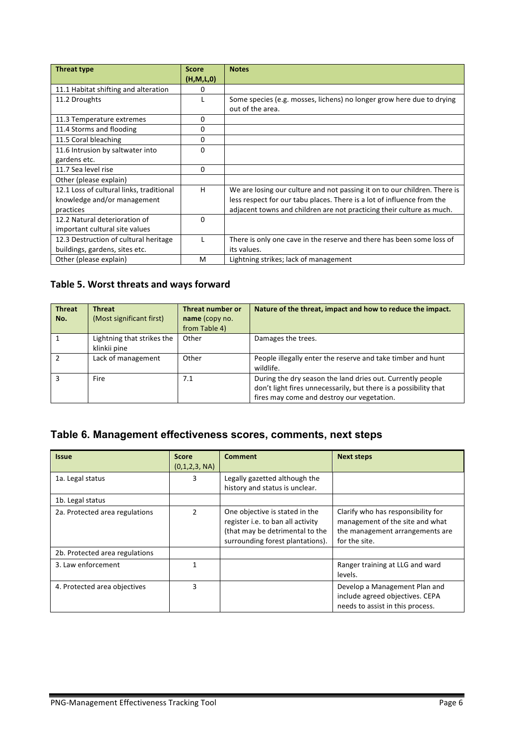| Threat type | Score (H,M,L,0) | Notes |
|---|---|---|
| 11.1 Habitat shifting and alteration | 0 | |
| 11.2 Droughts | L | Some species (e.g. mosses, lichens) no longer grow here due to drying out of the area. |
| 11.3 Temperature extremes | 0 | |
| 11.4 Storms and flooding | 0 | |
| 11.5 Coral bleaching | 0 | |
| 11.6 Intrusion by saltwater into gardens etc. | 0 | |
| 11.7 Sea level rise | 0 | |
| Other (please explain) | | |
| 12.1 Loss of cultural links, traditional knowledge and/or management practices | H | We are losing our culture and not passing it on to our children. There is less respect for our tabu places. There is a lot of influence from the adjacent towns and children are not practicing their culture as much. |
| 12.2 Natural deterioration of important cultural site values | 0 | |
| 12.3 Destruction of cultural heritage buildings, gardens, sites etc. | L | There is only one cave in the reserve and there has been some loss of its values. |
| Other (please explain) | M | Lightning strikes; lack of management |

## Table 5. Worst threats and ways forward

| Threat No. | Threat (Most significant first) | Threat number or name (copy no. from Table 4) | Nature of the threat, impact and how to reduce the impact. |
|---|---|---|---|
| 1 | Lightning that strikes the klinkii pine | Other | Damages the trees. |
| 2 | Lack of management | Other | People illegally enter the reserve and take timber and hunt wildlife. |
| 3 | Fire | 7.1 | During the dry season the land dries out. Currently people don't light fires unnecessarily, but there is a possibility that fires may come and destroy our vegetation. |

## Table 6. Management effectiveness scores, comments, next steps

| Issue | Score (0,1,2,3, NA) | Comment | Next steps |
|---|---|---|---|
| 1a. Legal status | 3 | Legally gazetted although the history and status is unclear. | |
| 1b. Legal status | | | |
| 2a. Protected area regulations | 2 | One objective is stated in the register i.e. to ban all activity (that may be detrimental to the surrounding forest plantations). | Clarify who has responsibility for management of the site and what the management arrangements are for the site. |
| 2b. Protected area regulations | | | |
| 3. Law enforcement | 1 | | Ranger training at LLG and ward levels. |
| 4. Protected area objectives | 3 | | Develop a Management Plan and include agreed objectives. CEPA needs to assist in this process. |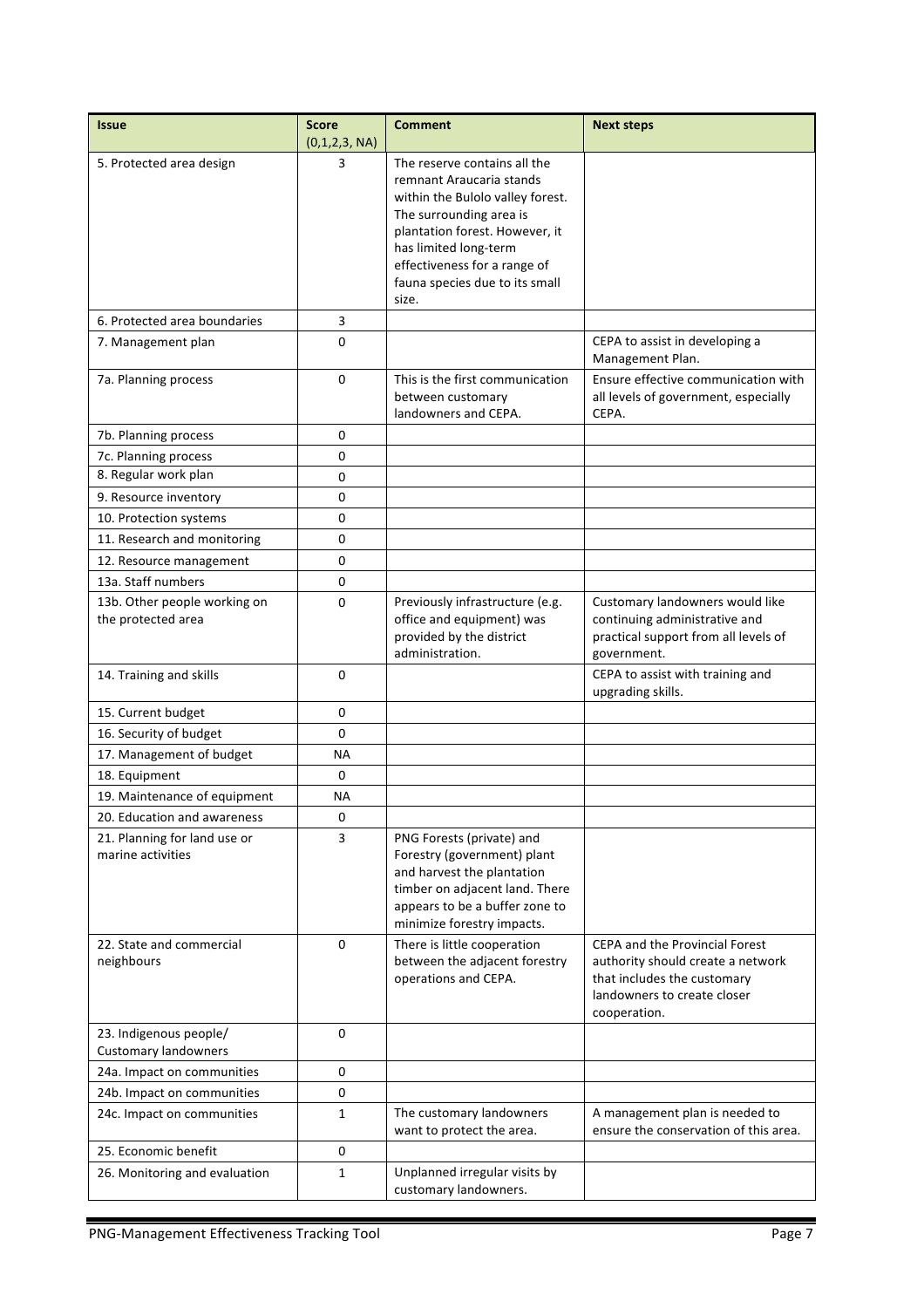| Issue | Score (0,1,2,3, NA) | Comment | Next steps |
|---|---|---|---|
| 5. Protected area design | 3 | The reserve contains all the remnant Araucaria stands within the Bulolo valley forest. The surrounding area is plantation forest. However, it has limited long-term effectiveness for a range of fauna species due to its small size. | |
| 6. Protected area boundaries | 3 | | |
| 7. Management plan | 0 | | CEPA to assist in developing a Management Plan. |
| 7a. Planning process | 0 | This is the first communication between customary landowners and CEPA. | Ensure effective communication with all levels of government, especially CEPA. |
| 7b. Planning process | 0 | | |
| 7c. Planning process | 0 | | |
| 8. Regular work plan | 0 | | |
| 9. Resource inventory | 0 | | |
| 10. Protection systems | 0 | | |
| 11. Research and monitoring | 0 | | |
| 12. Resource management | 0 | | |
| 13a. Staff numbers | 0 | | |
| 13b. Other people working on the protected area | 0 | Previously infrastructure (e.g. office and equipment) was provided by the district administration. | Customary landowners would like continuing administrative and practical support from all levels of government. |
| 14. Training and skills | 0 | | CEPA to assist with training and upgrading skills. |
| 15. Current budget | 0 | | |
| 16. Security of budget | 0 | | |
| 17. Management of budget | NA | | |
| 18. Equipment | 0 | | |
| 19. Maintenance of equipment | NA | | |
| 20. Education and awareness | 0 | | |
| 21. Planning for land use or marine activities | 3 | PNG Forests (private) and Forestry (government) plant and harvest the plantation timber on adjacent land. There appears to be a buffer zone to minimize forestry impacts. | |
| 22. State and commercial neighbours | 0 | There is little cooperation between the adjacent forestry operations and CEPA. | CEPA and the Provincial Forest authority should create a network that includes the customary landowners to create closer cooperation. |
| 23. Indigenous people/ Customary landowners | 0 | | |
| 24a. Impact on communities | 0 | | |
| 24b. Impact on communities | 0 | | |
| 24c. Impact on communities | 1 | The customary landowners want to protect the area. | A management plan is needed to ensure the conservation of this area. |
| 25. Economic benefit | 0 | | |
| 26. Monitoring and evaluation | 1 | Unplanned irregular visits by customary landowners. | |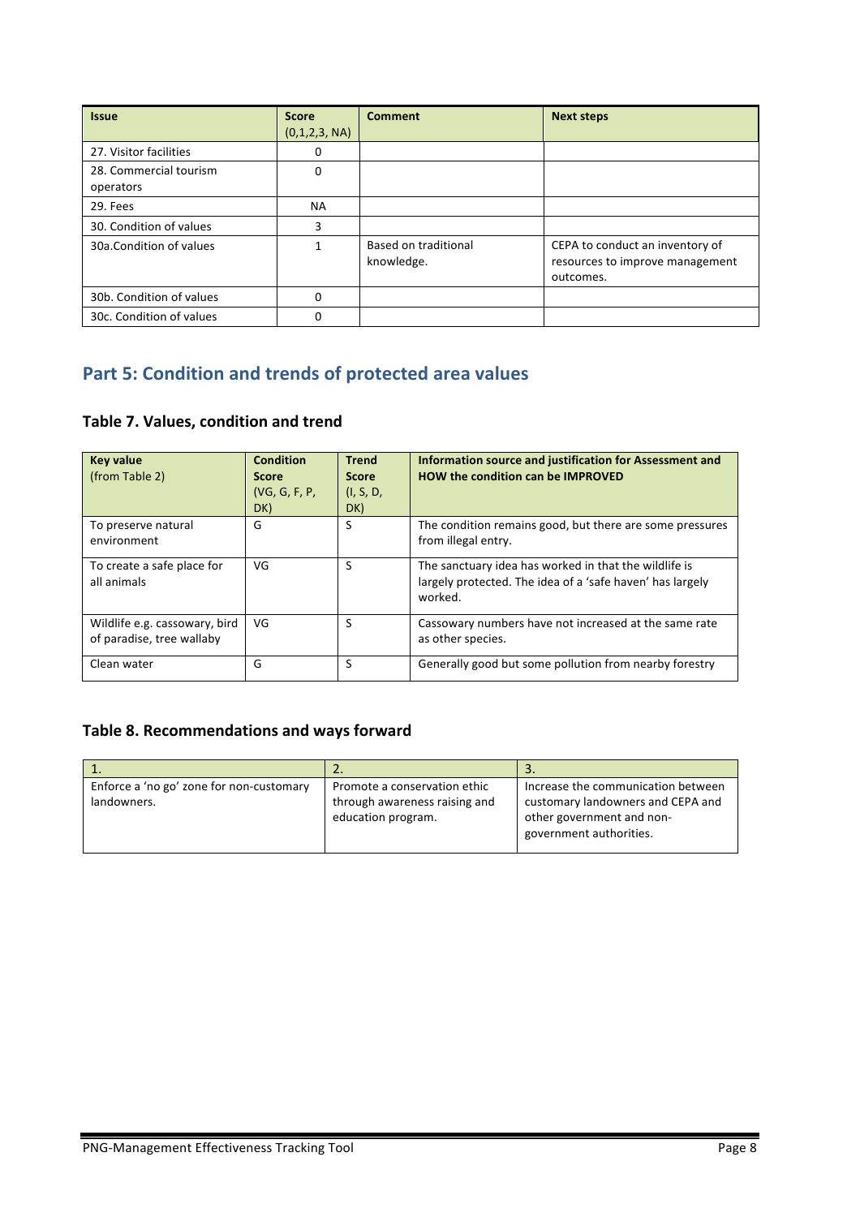| Issue | Score (0,1,2,3, NA) | Comment | Next steps |
|---|---|---|---|
| 27. Visitor facilities | 0 | | |
| 28. Commercial tourism operators | 0 | | |
| 29. Fees | NA | | |
| 30. Condition of values | 3 | | |
| 30a.Condition of values | 1 | Based on traditional knowledge. | CEPA to conduct an inventory of resources to improve management outcomes. |
| 30b. Condition of values | 0 | | |
| 30c. Condition of values | 0 | | |

## Part 5: Condition and trends of protected area values

### Table 7. Values, condition and trend

| Key value (from Table 2) | Condition Score (VG, G, F, P, DK) | Trend Score (I, S, D, DK) | Information source and justification for Assessment and HOW the condition can be IMPROVED |
|---|---|---|---|
| To preserve natural environment | G | S | The condition remains good, but there are some pressures from illegal entry. |
| To create a safe place for all animals | VG | S | The sanctuary idea has worked in that the wildlife is largely protected. The idea of a 'safe haven' has largely worked. |
| Wildlife e.g. cassowary, bird of paradise, tree wallaby | VG | S | Cassowary numbers have not increased at the same rate as other species. |
| Clean water | G | S | Generally good but some pollution from nearby forestry |

### Table 8. Recommendations and ways forward

| 1. | 2. | 3. |
|---|---|---|
| Enforce a 'no go' zone for non-customary landowners. | Promote a conservation ethic through awareness raising and education program. | Increase the communication between customary landowners and CEPA and other government and non-government authorities. |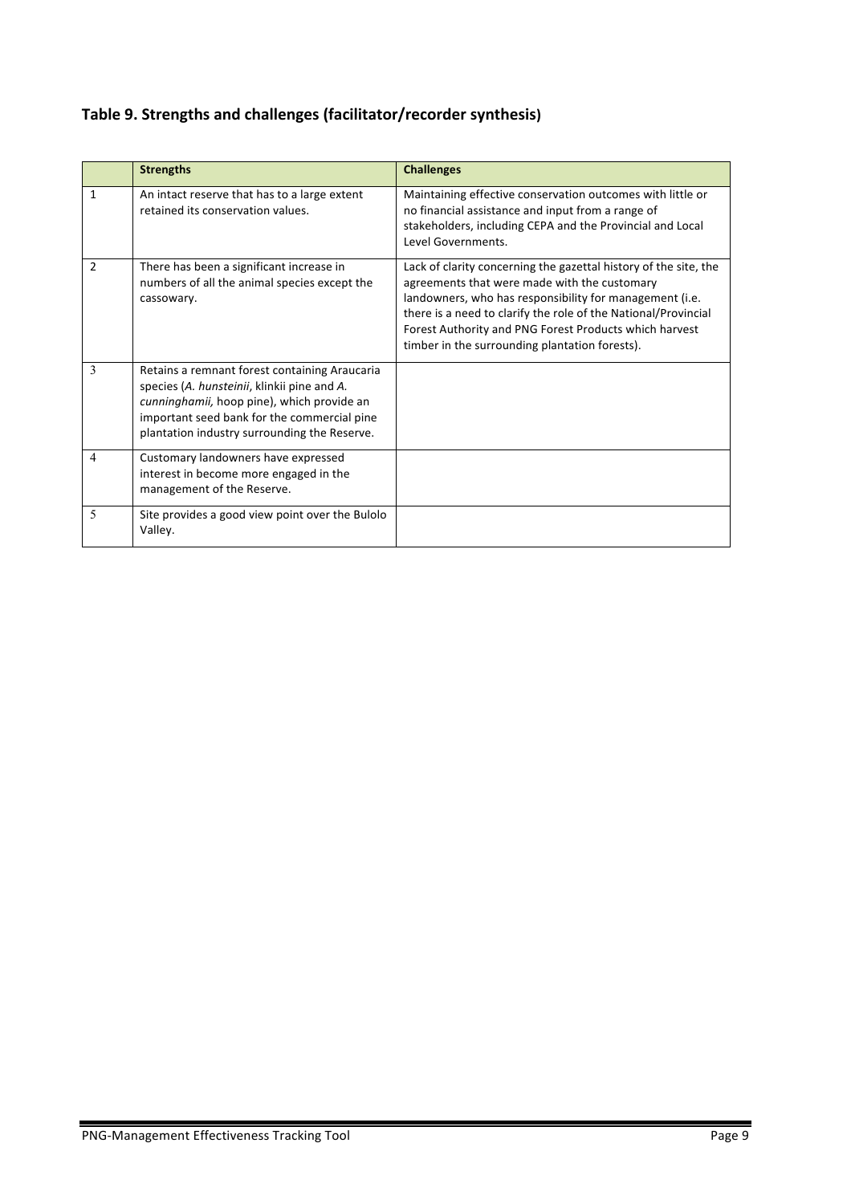## Table 9. Strengths and challenges (facilitator/recorder synthesis)

| | Strengths | Challenges |
|---|---|---|
| 1 | An intact reserve that has to a large extent retained its conservation values. | Maintaining effective conservation outcomes with little or no financial assistance and input from a range of stakeholders, including CEPA and the Provincial and Local Level Governments. |
| 2 | There has been a significant increase in numbers of all the animal species except the cassowary. | Lack of clarity concerning the gazettal history of the site, the agreements that were made with the customary landowners, who has responsibility for management (i.e. there is a need to clarify the role of the National/Provincial Forest Authority and PNG Forest Products which harvest timber in the surrounding plantation forests). |
| 3 | Retains a remnant forest containing Araucaria species (*A. hunsteinii*, klinkii pine and *A. cunninghamii,* hoop pine), which provide an important seed bank for the commercial pine plantation industry surrounding the Reserve. | |
| 4 | Customary landowners have expressed interest in become more engaged in the management of the Reserve. | |
| 5 | Site provides a good view point over the Bulolo Valley. | |